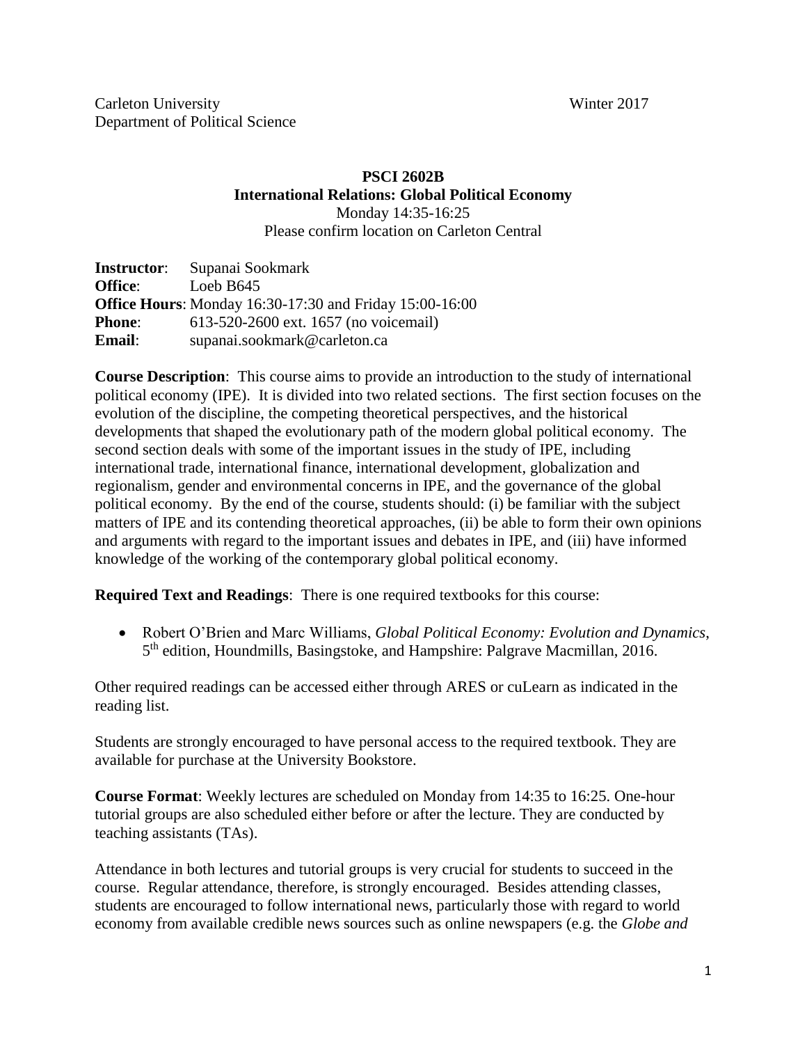Carleton University  Winter 2017
Department of Political Science

**PSCI 2602B**
**International Relations: Global Political Economy**
Monday 14:35-16:25
Please confirm location on Carleton Central

**Instructor**: Supanai Sookmark
**Office**: Loeb B645
**Office Hours**: Monday 16:30-17:30 and Friday 15:00-16:00
**Phone**: 613-520-2600 ext. 1657 (no voicemail)
**Email**: supanai.sookmark@carleton.ca

**Course Description**: This course aims to provide an introduction to the study of international political economy (IPE). It is divided into two related sections. The first section focuses on the evolution of the discipline, the competing theoretical perspectives, and the historical developments that shaped the evolutionary path of the modern global political economy. The second section deals with some of the important issues in the study of IPE, including international trade, international finance, international development, globalization and regionalism, gender and environmental concerns in IPE, and the governance of the global political economy. By the end of the course, students should: (i) be familiar with the subject matters of IPE and its contending theoretical approaches, (ii) be able to form their own opinions and arguments with regard to the important issues and debates in IPE, and (iii) have informed knowledge of the working of the contemporary global political economy.

**Required Text and Readings**: There is one required textbooks for this course:

- Robert O'Brien and Marc Williams, *Global Political Economy: Evolution and Dynamics*, 5th edition, Houndmills, Basingstoke, and Hampshire: Palgrave Macmillan, 2016.

Other required readings can be accessed either through ARES or cuLearn as indicated in the reading list.

Students are strongly encouraged to have personal access to the required textbook. They are available for purchase at the University Bookstore.

**Course Format**: Weekly lectures are scheduled on Monday from 14:35 to 16:25. One-hour tutorial groups are also scheduled either before or after the lecture. They are conducted by teaching assistants (TAs).

Attendance in both lectures and tutorial groups is very crucial for students to succeed in the course. Regular attendance, therefore, is strongly encouraged. Besides attending classes, students are encouraged to follow international news, particularly those with regard to world economy from available credible news sources such as online newspapers (e.g. the *Globe and*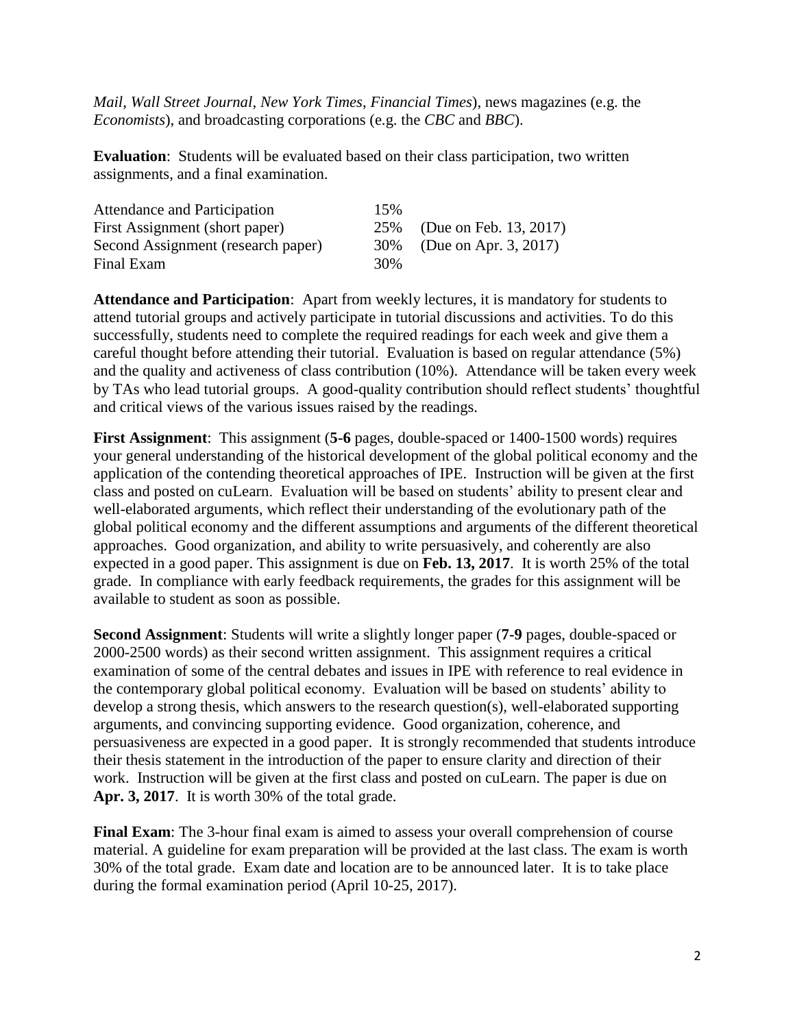*Mail*, *Wall Street Journal*, *New York Times*, *Financial Times*), news magazines (e.g. the *Economists*), and broadcasting corporations (e.g. the *CBC* and *BBC*).

**Evaluation**: Students will be evaluated based on their class participation, two written assignments, and a final examination.

| | | |
|---|---|---|
| Attendance and Participation | 15% | |
| First Assignment (short paper) | 25% | (Due on Feb. 13, 2017) |
| Second Assignment (research paper) | 30% | (Due on Apr. 3, 2017) |
| Final Exam | 30% | |

**Attendance and Participation**: Apart from weekly lectures, it is mandatory for students to attend tutorial groups and actively participate in tutorial discussions and activities. To do this successfully, students need to complete the required readings for each week and give them a careful thought before attending their tutorial. Evaluation is based on regular attendance (5%) and the quality and activeness of class contribution (10%). Attendance will be taken every week by TAs who lead tutorial groups. A good-quality contribution should reflect students' thoughtful and critical views of the various issues raised by the readings.

**First Assignment**: This assignment (**5-6** pages, double-spaced or 1400-1500 words) requires your general understanding of the historical development of the global political economy and the application of the contending theoretical approaches of IPE. Instruction will be given at the first class and posted on cuLearn. Evaluation will be based on students' ability to present clear and well-elaborated arguments, which reflect their understanding of the evolutionary path of the global political economy and the different assumptions and arguments of the different theoretical approaches. Good organization, and ability to write persuasively, and coherently are also expected in a good paper. This assignment is due on **Feb. 13, 2017**. It is worth 25% of the total grade. In compliance with early feedback requirements, the grades for this assignment will be available to student as soon as possible.

**Second Assignment**: Students will write a slightly longer paper (**7-9** pages, double-spaced or 2000-2500 words) as their second written assignment. This assignment requires a critical examination of some of the central debates and issues in IPE with reference to real evidence in the contemporary global political economy. Evaluation will be based on students' ability to develop a strong thesis, which answers to the research question(s), well-elaborated supporting arguments, and convincing supporting evidence. Good organization, coherence, and persuasiveness are expected in a good paper. It is strongly recommended that students introduce their thesis statement in the introduction of the paper to ensure clarity and direction of their work. Instruction will be given at the first class and posted on cuLearn. The paper is due on **Apr. 3, 2017**. It is worth 30% of the total grade.

**Final Exam**: The 3-hour final exam is aimed to assess your overall comprehension of course material. A guideline for exam preparation will be provided at the last class. The exam is worth 30% of the total grade. Exam date and location are to be announced later. It is to take place during the formal examination period (April 10-25, 2017).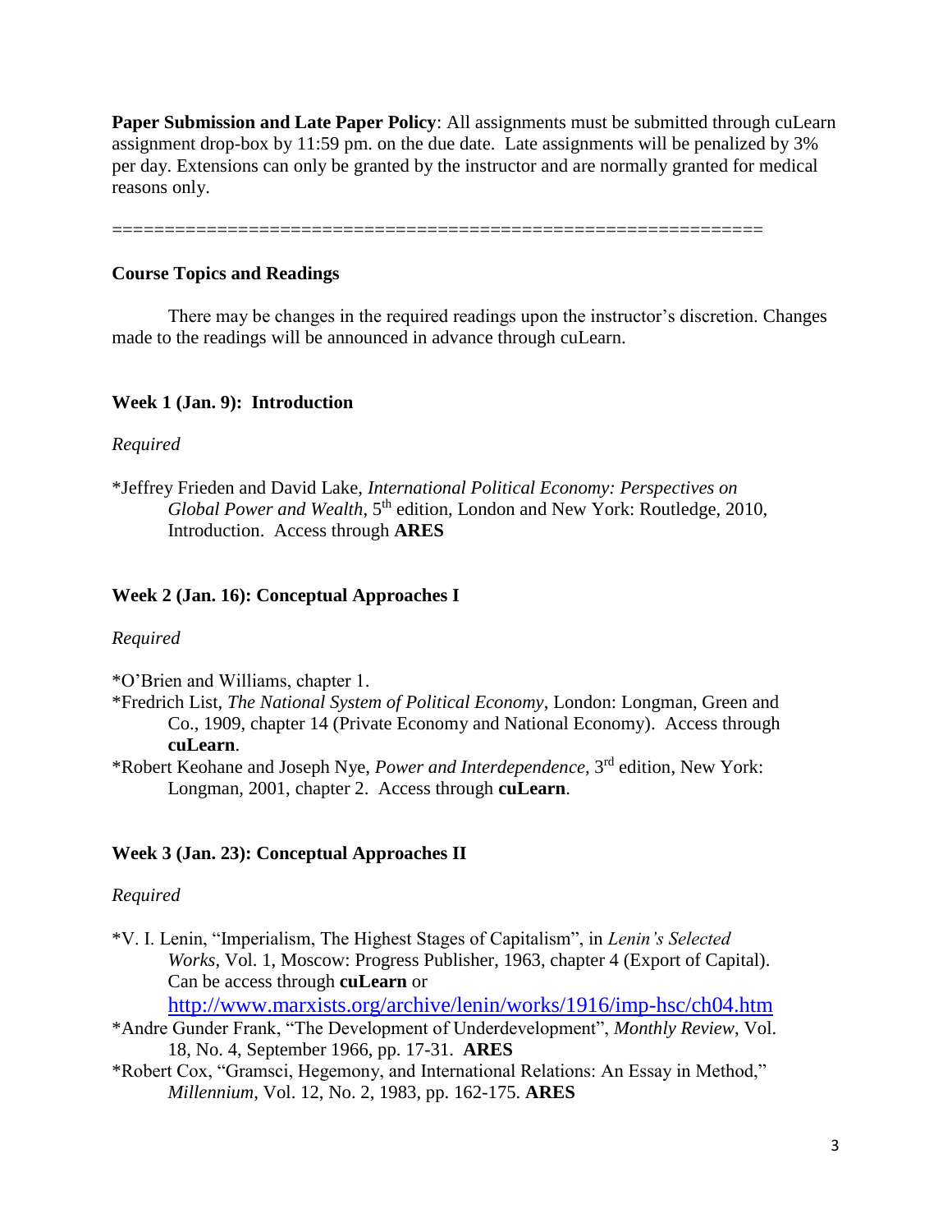**Paper Submission and Late Paper Policy**: All assignments must be submitted through cuLearn assignment drop-box by 11:59 pm. on the due date. Late assignments will be penalized by 3% per day. Extensions can only be granted by the instructor and are normally granted for medical reasons only.

==============================================================

**Course Topics and Readings**

There may be changes in the required readings upon the instructor's discretion. Changes made to the readings will be announced in advance through cuLearn.

**Week 1 (Jan. 9): Introduction**

*Required*

*Jeffrey Frieden and David Lake, *International Political Economy: Perspectives on Global Power and Wealth*, 5th edition, London and New York: Routledge, 2010, Introduction. Access through **ARES**

**Week 2 (Jan. 16): Conceptual Approaches I**

*Required*

*O'Brien and Williams, chapter 1.

*Fredrich List, *The National System of Political Economy*, London: Longman, Green and Co., 1909, chapter 14 (Private Economy and National Economy). Access through **cuLearn**.

*Robert Keohane and Joseph Nye, *Power and Interdependence*, 3rd edition, New York: Longman, 2001, chapter 2. Access through **cuLearn**.

**Week 3 (Jan. 23): Conceptual Approaches II**

*Required*

*V. I. Lenin, "Imperialism, The Highest Stages of Capitalism", in *Lenin's Selected Works*, Vol. 1, Moscow: Progress Publisher, 1963, chapter 4 (Export of Capital). Can be access through **cuLearn** or http://www.marxists.org/archive/lenin/works/1916/imp-hsc/ch04.htm

*Andre Gunder Frank, "The Development of Underdevelopment", *Monthly Review*, Vol. 18, No. 4, September 1966, pp. 17-31. **ARES**

*Robert Cox, "Gramsci, Hegemony, and International Relations: An Essay in Method," *Millennium*, Vol. 12, No. 2, 1983, pp. 162-175. **ARES**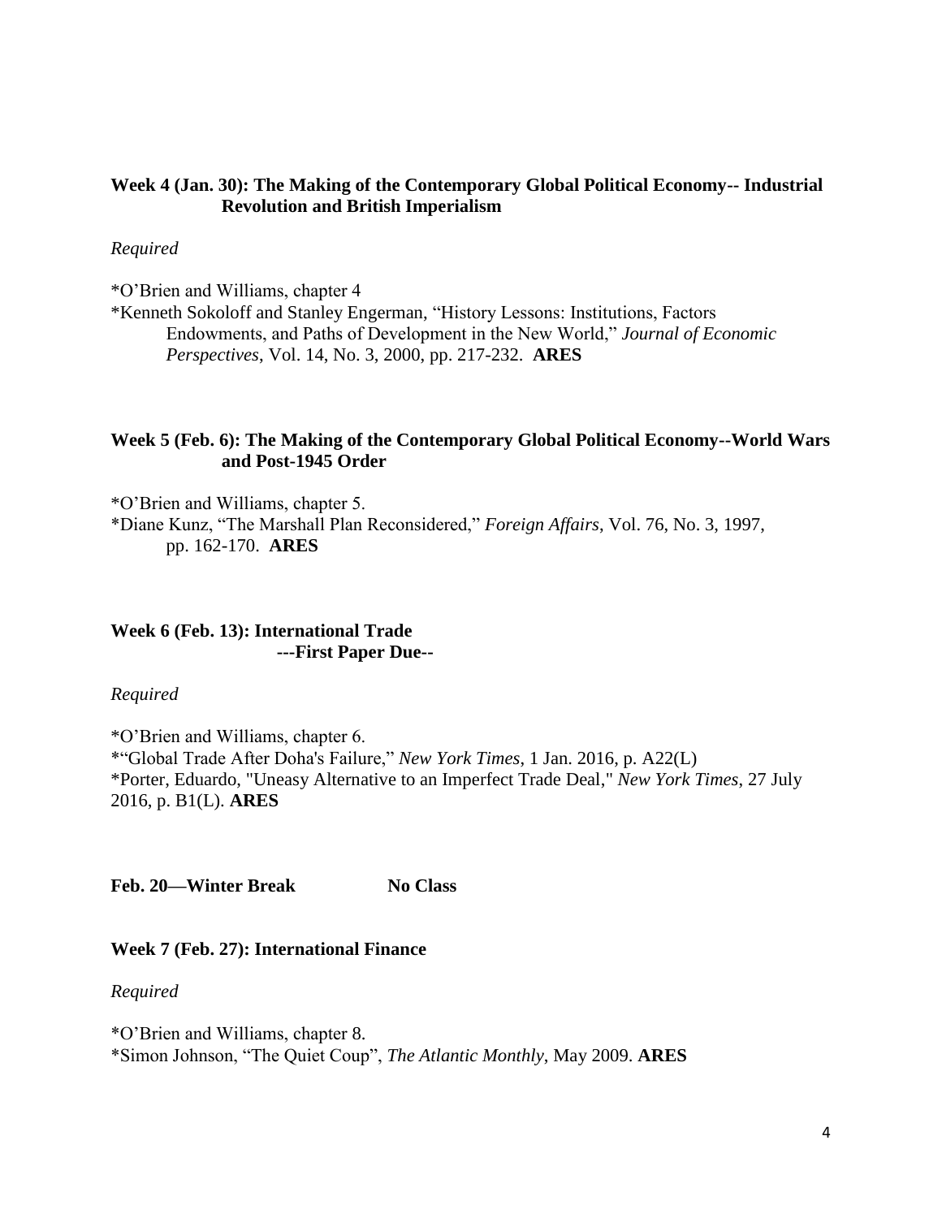**Week 4 (Jan. 30): The Making of the Contemporary Global Political Economy-- Industrial Revolution and British Imperialism**

*Required*

*O'Brien and Williams, chapter 4
*Kenneth Sokoloff and Stanley Engerman, "History Lessons: Institutions, Factors Endowments, and Paths of Development in the New World," *Journal of Economic Perspectives*, Vol. 14, No. 3, 2000, pp. 217-232. **ARES**

**Week 5 (Feb. 6): The Making of the Contemporary Global Political Economy--World Wars and Post-1945 Order**

*O'Brien and Williams, chapter 5.
*Diane Kunz, "The Marshall Plan Reconsidered," *Foreign Affairs*, Vol. 76, No. 3, 1997, pp. 162-170. **ARES**

**Week 6 (Feb. 13): International Trade**
**---First Paper Due--**

*Required*

*O'Brien and Williams, chapter 6.
*"Global Trade After Doha's Failure," *New York Times*, 1 Jan. 2016, p. A22(L)
*Porter, Eduardo, "Uneasy Alternative to an Imperfect Trade Deal," *New York Times*, 27 July 2016, p. B1(L). **ARES**

**Feb. 20—Winter Break No Class**

**Week 7 (Feb. 27): International Finance**

*Required*

*O'Brien and Williams, chapter 8.
*Simon Johnson, "The Quiet Coup", *The Atlantic Monthly*, May 2009. **ARES**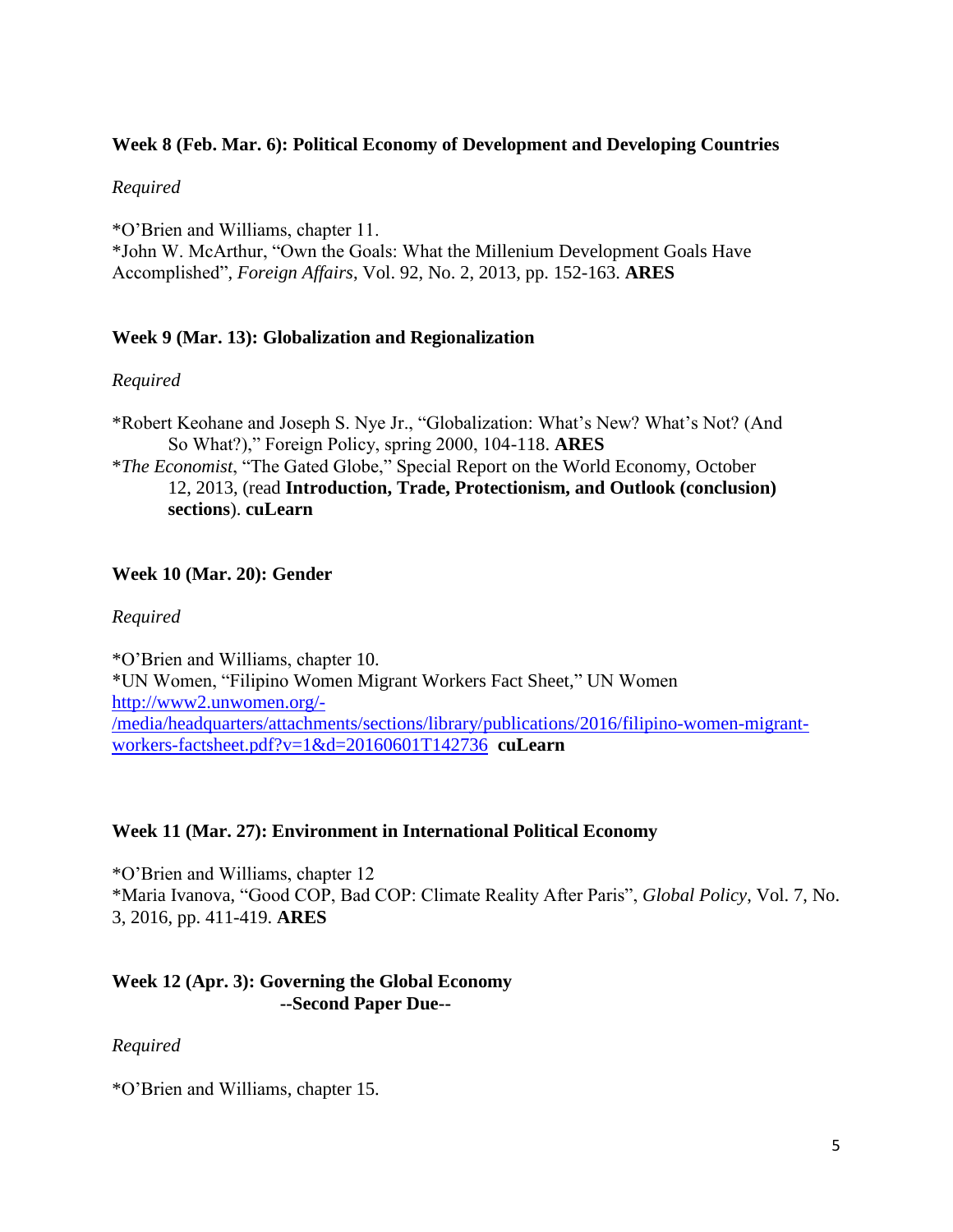**Week 8 (Feb. Mar. 6): Political Economy of Development and Developing Countries**

*Required*

*O'Brien and Williams, chapter 11.
*John W. McArthur, "Own the Goals: What the Millenium Development Goals Have Accomplished", *Foreign Affairs*, Vol. 92, No. 2, 2013, pp. 152-163. **ARES**

**Week 9 (Mar. 13): Globalization and Regionalization**

*Required*

*Robert Keohane and Joseph S. Nye Jr., "Globalization: What's New? What's Not? (And So What?)," Foreign Policy, spring 2000, 104-118. **ARES**
**The Economist*, "The Gated Globe," Special Report on the World Economy, October 12, 2013, (read **Introduction, Trade, Protectionism, and Outlook (conclusion) sections**). **cuLearn**

**Week 10 (Mar. 20): Gender**

*Required*

*O'Brien and Williams, chapter 10.
*UN Women, "Filipino Women Migrant Workers Fact Sheet," UN Women [http://www2.unwomen.org/-/media/headquarters/attachments/sections/library/publications/2016/filipino-women-migrant-workers-factsheet.pdf?v=1&d=20160601T142736](http://www2.unwomen.org/-/media/headquarters/attachments/sections/library/publications/2016/filipino-women-migrant-workers-factsheet.pdf?v=1&d=20160601T142736) **cuLearn**

**Week 11 (Mar. 27): Environment in International Political Economy**

*O'Brien and Williams, chapter 12
*Maria Ivanova, "Good COP, Bad COP: Climate Reality After Paris", *Global Policy*, Vol. 7, No. 3, 2016, pp. 411-419. **ARES**

**Week 12 (Apr. 3): Governing the Global Economy**
**--Second Paper Due--**

*Required*

*O'Brien and Williams, chapter 15.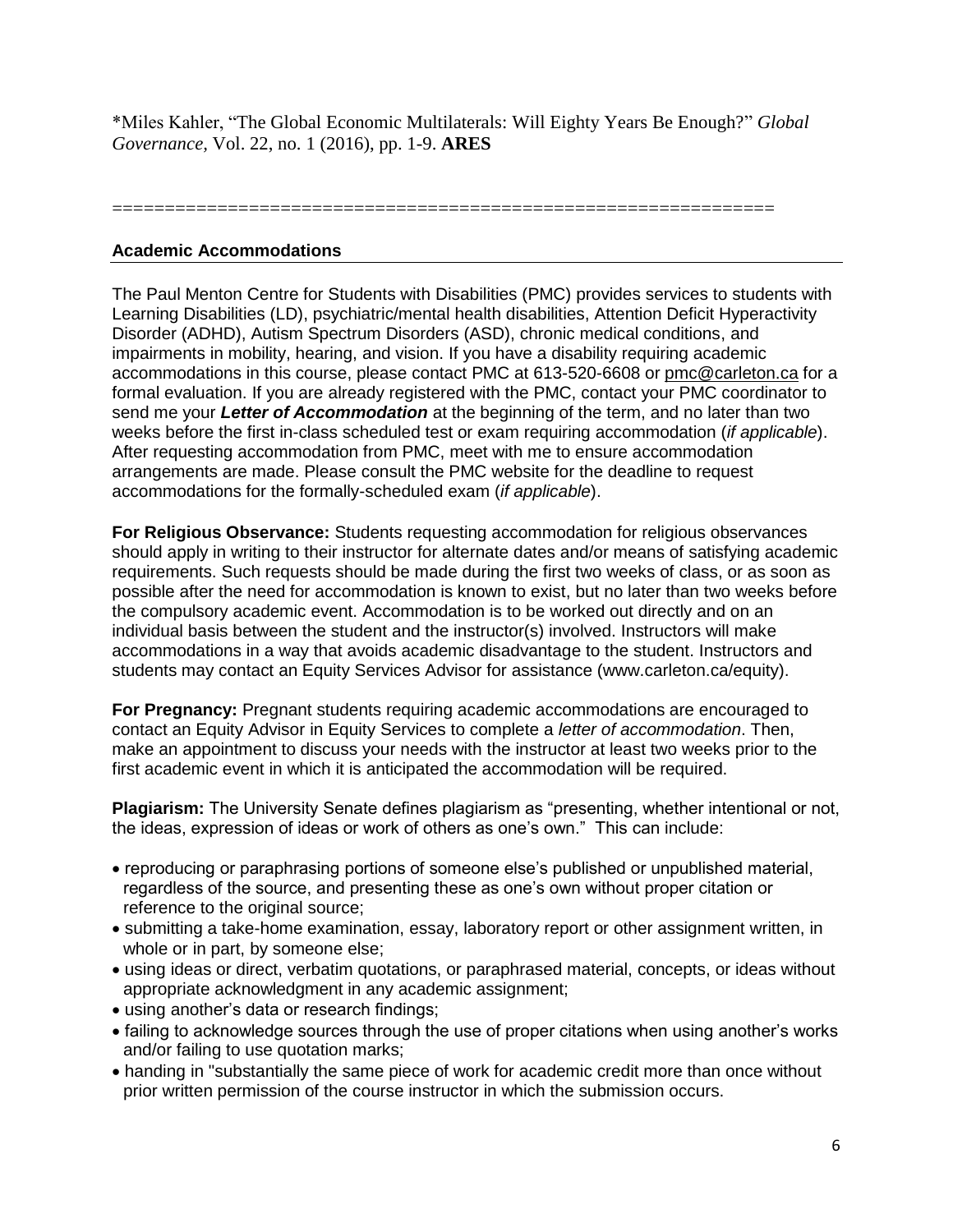*Miles Kahler, "The Global Economic Multilaterals: Will Eighty Years Be Enough?" *Global Governance*, Vol. 22, no. 1 (2016), pp. 1-9. **ARES**

================================================================

## Academic Accommodations

The Paul Menton Centre for Students with Disabilities (PMC) provides services to students with Learning Disabilities (LD), psychiatric/mental health disabilities, Attention Deficit Hyperactivity Disorder (ADHD), Autism Spectrum Disorders (ASD), chronic medical conditions, and impairments in mobility, hearing, and vision. If you have a disability requiring academic accommodations in this course, please contact PMC at 613-520-6608 or pmc@carleton.ca for a formal evaluation. If you are already registered with the PMC, contact your PMC coordinator to send me your ***Letter of Accommodation*** at the beginning of the term, and no later than two weeks before the first in-class scheduled test or exam requiring accommodation (*if applicable*). After requesting accommodation from PMC, meet with me to ensure accommodation arrangements are made. Please consult the PMC website for the deadline to request accommodations for the formally-scheduled exam (*if applicable*).

**For Religious Observance:** Students requesting accommodation for religious observances should apply in writing to their instructor for alternate dates and/or means of satisfying academic requirements. Such requests should be made during the first two weeks of class, or as soon as possible after the need for accommodation is known to exist, but no later than two weeks before the compulsory academic event. Accommodation is to be worked out directly and on an individual basis between the student and the instructor(s) involved. Instructors will make accommodations in a way that avoids academic disadvantage to the student. Instructors and students may contact an Equity Services Advisor for assistance (www.carleton.ca/equity).

**For Pregnancy:** Pregnant students requiring academic accommodations are encouraged to contact an Equity Advisor in Equity Services to complete a *letter of accommodation*. Then, make an appointment to discuss your needs with the instructor at least two weeks prior to the first academic event in which it is anticipated the accommodation will be required.

**Plagiarism:** The University Senate defines plagiarism as "presenting, whether intentional or not, the ideas, expression of ideas or work of others as one's own." This can include:

- reproducing or paraphrasing portions of someone else's published or unpublished material, regardless of the source, and presenting these as one's own without proper citation or reference to the original source;
- submitting a take-home examination, essay, laboratory report or other assignment written, in whole or in part, by someone else;
- using ideas or direct, verbatim quotations, or paraphrased material, concepts, or ideas without appropriate acknowledgment in any academic assignment;
- using another's data or research findings;
- failing to acknowledge sources through the use of proper citations when using another's works and/or failing to use quotation marks;
- handing in "substantially the same piece of work for academic credit more than once without prior written permission of the course instructor in which the submission occurs.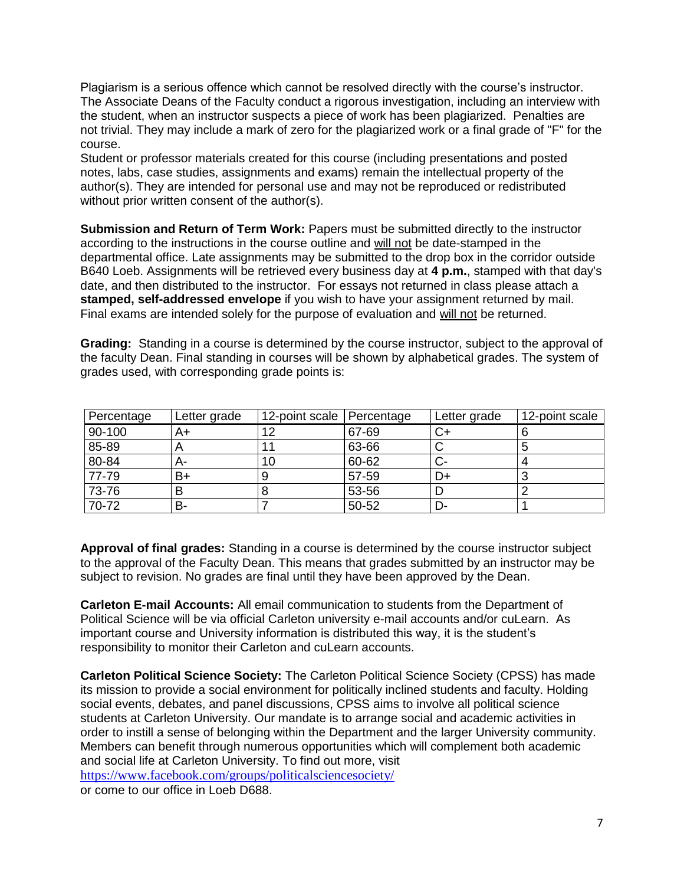Plagiarism is a serious offence which cannot be resolved directly with the course's instructor. The Associate Deans of the Faculty conduct a rigorous investigation, including an interview with the student, when an instructor suspects a piece of work has been plagiarized. Penalties are not trivial. They may include a mark of zero for the plagiarized work or a final grade of "F" for the course.
Student or professor materials created for this course (including presentations and posted notes, labs, case studies, assignments and exams) remain the intellectual property of the author(s). They are intended for personal use and may not be reproduced or redistributed without prior written consent of the author(s).

**Submission and Return of Term Work:** Papers must be submitted directly to the instructor according to the instructions in the course outline and will not be date-stamped in the departmental office. Late assignments may be submitted to the drop box in the corridor outside B640 Loeb. Assignments will be retrieved every business day at **4 p.m.**, stamped with that day's date, and then distributed to the instructor. For essays not returned in class please attach a **stamped, self-addressed envelope** if you wish to have your assignment returned by mail. Final exams are intended solely for the purpose of evaluation and will not be returned.

**Grading:** Standing in a course is determined by the course instructor, subject to the approval of the faculty Dean. Final standing in courses will be shown by alphabetical grades. The system of grades used, with corresponding grade points is:

| Percentage | Letter grade | 12-point scale | Percentage | Letter grade | 12-point scale |
|---|---|---|---|---|---|
| 90-100 | A+ | 12 | 67-69 | C+ | 6 |
| 85-89 | A | 11 | 63-66 | C | 5 |
| 80-84 | A- | 10 | 60-62 | C- | 4 |
| 77-79 | B+ | 9 | 57-59 | D+ | 3 |
| 73-76 | B | 8 | 53-56 | D | 2 |
| 70-72 | B- | 7 | 50-52 | D- | 1 |

**Approval of final grades:** Standing in a course is determined by the course instructor subject to the approval of the Faculty Dean. This means that grades submitted by an instructor may be subject to revision. No grades are final until they have been approved by the Dean.

**Carleton E-mail Accounts:** All email communication to students from the Department of Political Science will be via official Carleton university e-mail accounts and/or cuLearn. As important course and University information is distributed this way, it is the student's responsibility to monitor their Carleton and cuLearn accounts.

**Carleton Political Science Society:** The Carleton Political Science Society (CPSS) has made its mission to provide a social environment for politically inclined students and faculty. Holding social events, debates, and panel discussions, CPSS aims to involve all political science students at Carleton University. Our mandate is to arrange social and academic activities in order to instill a sense of belonging within the Department and the larger University community. Members can benefit through numerous opportunities which will complement both academic and social life at Carleton University. To find out more, visit
https://www.facebook.com/groups/politicalsciencesociety/
or come to our office in Loeb D688.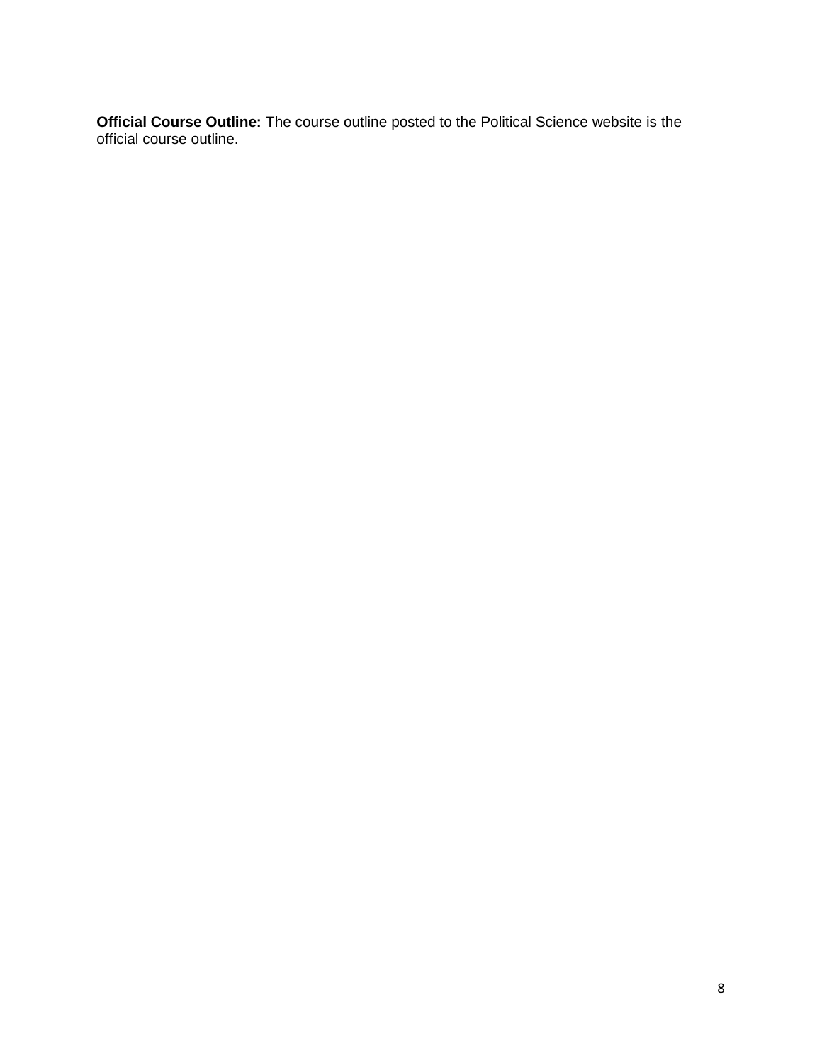**Official Course Outline:** The course outline posted to the Political Science website is the official course outline.